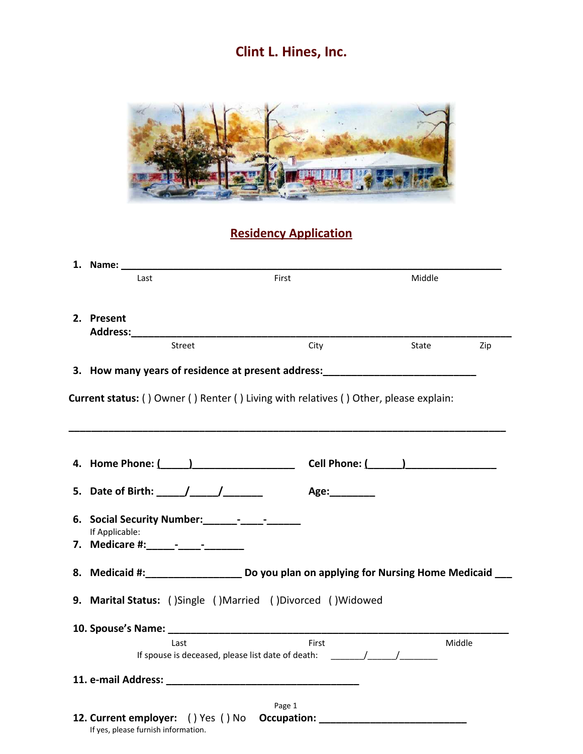# Clint L. Hines, Inc.

## Residency Application

1. **Name:** ___________________________________________________________________
   Last First Middle

2. **Present Address:**___________________________________________________________________
   Street City State Zip

3. **How many years of residence at present address:**___________________________

**Current status:** ( ) Owner ( ) Renter ( ) Living with relatives ( ) Other, please explain:

___________________________________________________________________________

4. **Home Phone: (_____)__________________** **Cell Phone: (______)________________**

5. **Date of Birth: _____/_____/_______** **Age:________**

6. **Social Security Number:______-____-______**
   If Applicable:
7. **Medicare #:_____-____-_______**

8. **Medicaid #:_________________ Do you plan on applying for Nursing Home Medicaid ___**

9. **Marital Status:** ( )Single ( )Married ( )Divorced ( )Widowed

10. **Spouse's Name:** _______________________________________________________________
    Last First Middle
    If spouse is deceased, please list date of death: _______/______/________

11. **e-mail Address:** ___________________________________

12. **Current employer:** ( ) Yes ( ) No **Occupation:** ___________________________
    If yes, please furnish information.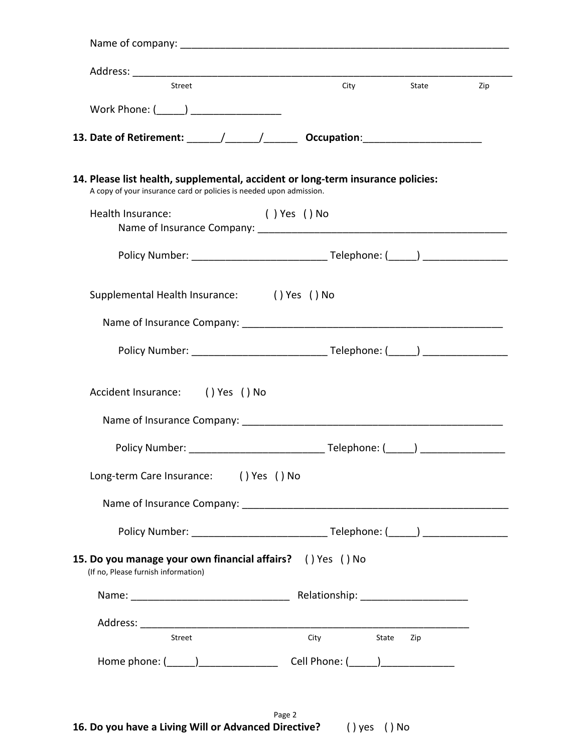Name of company: ___________________________________________________________

Address: ____________________________________________________________________

Street City State Zip

Work Phone: (_____) ________________

**13. Date of Retirement: ______/______/______ Occupation**:_____________________

**14. Please list health, supplemental, accident or long-term insurance policies:**

A copy of your insurance card or policies is needed upon admission.

Health Insurance: ( ) Yes ( ) No

Name of Insurance Company: ______________________________________________

Policy Number: ________________________ Telephone: (_____) _______________

Supplemental Health Insurance: ( ) Yes ( ) No

Name of Insurance Company: ________________________________________________

Policy Number: ________________________ Telephone: (_____) _______________

Accident Insurance: ( ) Yes ( ) No

Name of Insurance Company: ________________________________________________

Policy Number: ________________________ Telephone: (_____) _______________

Long-term Care Insurance: ( ) Yes ( ) No

Name of Insurance Company: ________________________________________________

Policy Number: ________________________ Telephone: (_____) _______________

**15. Do you manage your own financial affairs?** ( ) Yes ( ) No

(If no, Please furnish information)

Name: ____________________________ Relationship: ___________________

Address: ____________________________________________________________

Street City State Zip

Home phone: (_____)______________ Cell Phone: (_____)_____________

**16. Do you have a Living Will or Advanced Directive?** ( ) yes ( ) No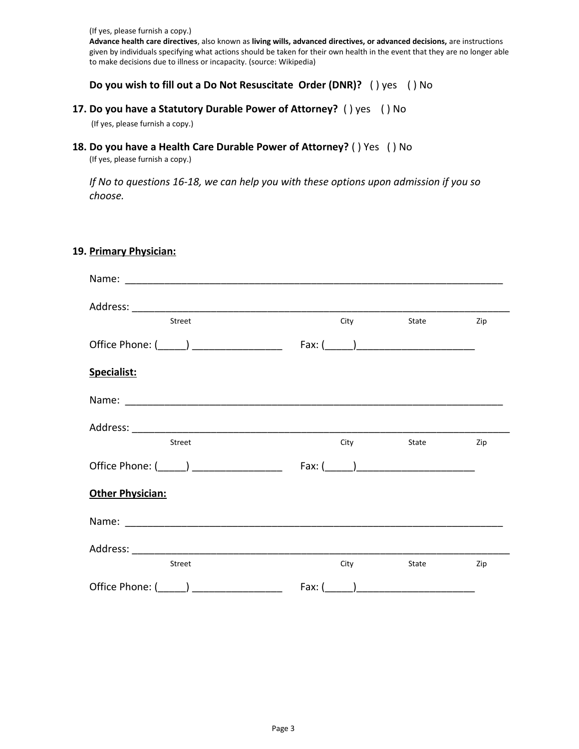(If yes, please furnish a copy.)

**Advance health care directives**, also known as **living wills, advanced directives, or advanced decisions,** are instructions given by individuals specifying what actions should be taken for their own health in the event that they are no longer able to make decisions due to illness or incapacity. (source: Wikipedia)

**Do you wish to fill out a Do Not Resuscitate Order (DNR)?** ( ) yes ( ) No

**17. Do you have a Statutory Durable Power of Attorney?** ( ) yes ( ) No

(If yes, please furnish a copy.)

**18. Do you have a Health Care Durable Power of Attorney?** ( ) Yes ( ) No

(If yes, please furnish a copy.)

*If No to questions 16-18, we can help you with these options upon admission if you so choose.*

**19. Primary Physician:**

Name: ____________________________________________________________________

Address: ___________________________________________________________________

Street City State Zip

Office Phone: (_____) ________________ Fax: (_____)_____________________

**Specialist:**

Name: ____________________________________________________________________

Address: ___________________________________________________________________

Street City State Zip

Office Phone: (_____) ________________ Fax: (_____)_____________________

**Other Physician:**

Name: ____________________________________________________________________

Address: ___________________________________________________________________

Street City State Zip

Office Phone: (_____) ________________ Fax: (_____)_____________________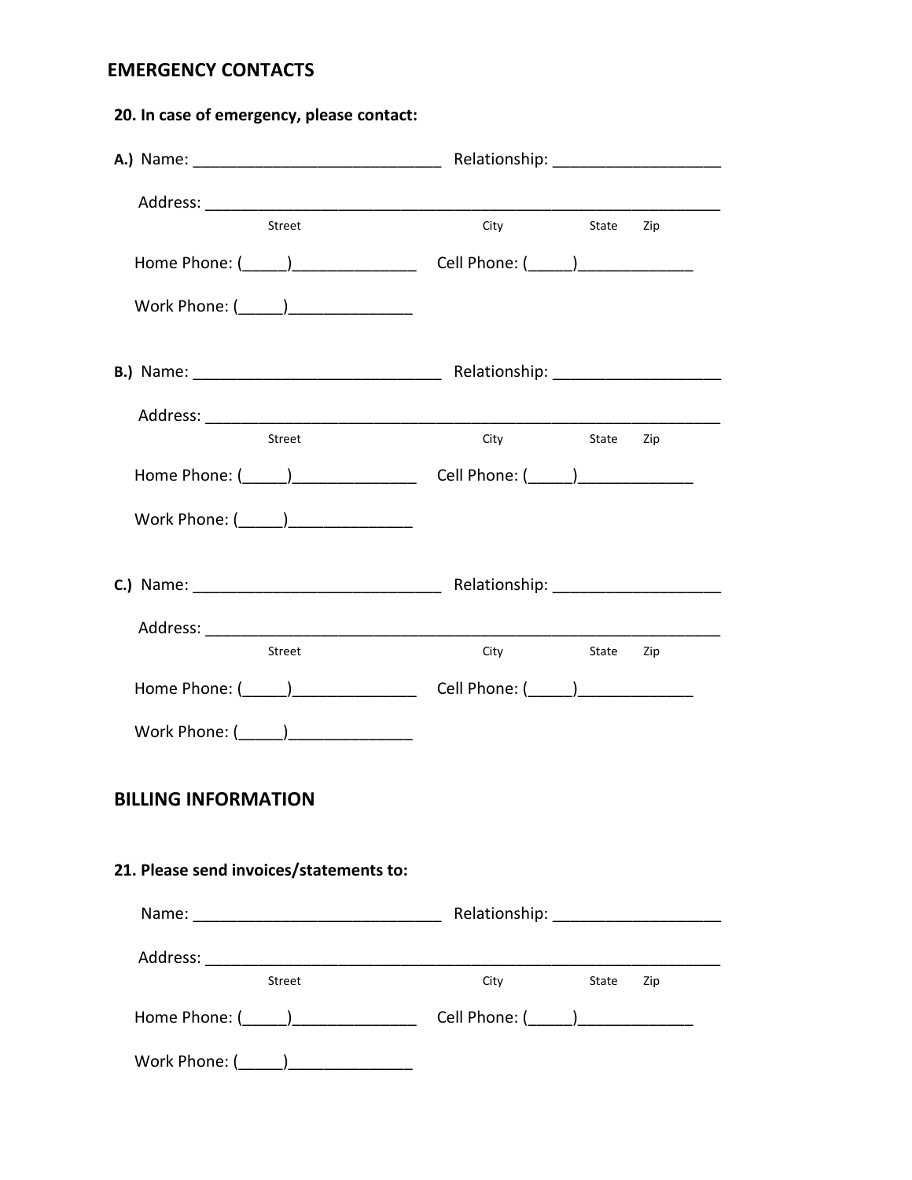## EMERGENCY CONTACTS

**20. In case of emergency, please contact:**

**A.)** Name: ____________________________ Relationship: ___________________

Address: __________________________________________________________
Street City State Zip

Home Phone: (_____)______________ Cell Phone: (_____)_____________

Work Phone: (_____)______________

**B.)** Name: ____________________________ Relationship: ___________________

Address: __________________________________________________________
Street City State Zip

Home Phone: (_____)______________ Cell Phone: (_____)_____________

Work Phone: (_____)______________

**C.)** Name: ____________________________ Relationship: ___________________

Address: __________________________________________________________
Street City State Zip

Home Phone: (_____)______________ Cell Phone: (_____)_____________

Work Phone: (_____)______________

## BILLING INFORMATION

**21. Please send invoices/statements to:**

Name: ____________________________ Relationship: ___________________

Address: __________________________________________________________
Street City State Zip

Home Phone: (_____)______________ Cell Phone: (_____)_____________

Work Phone: (_____)______________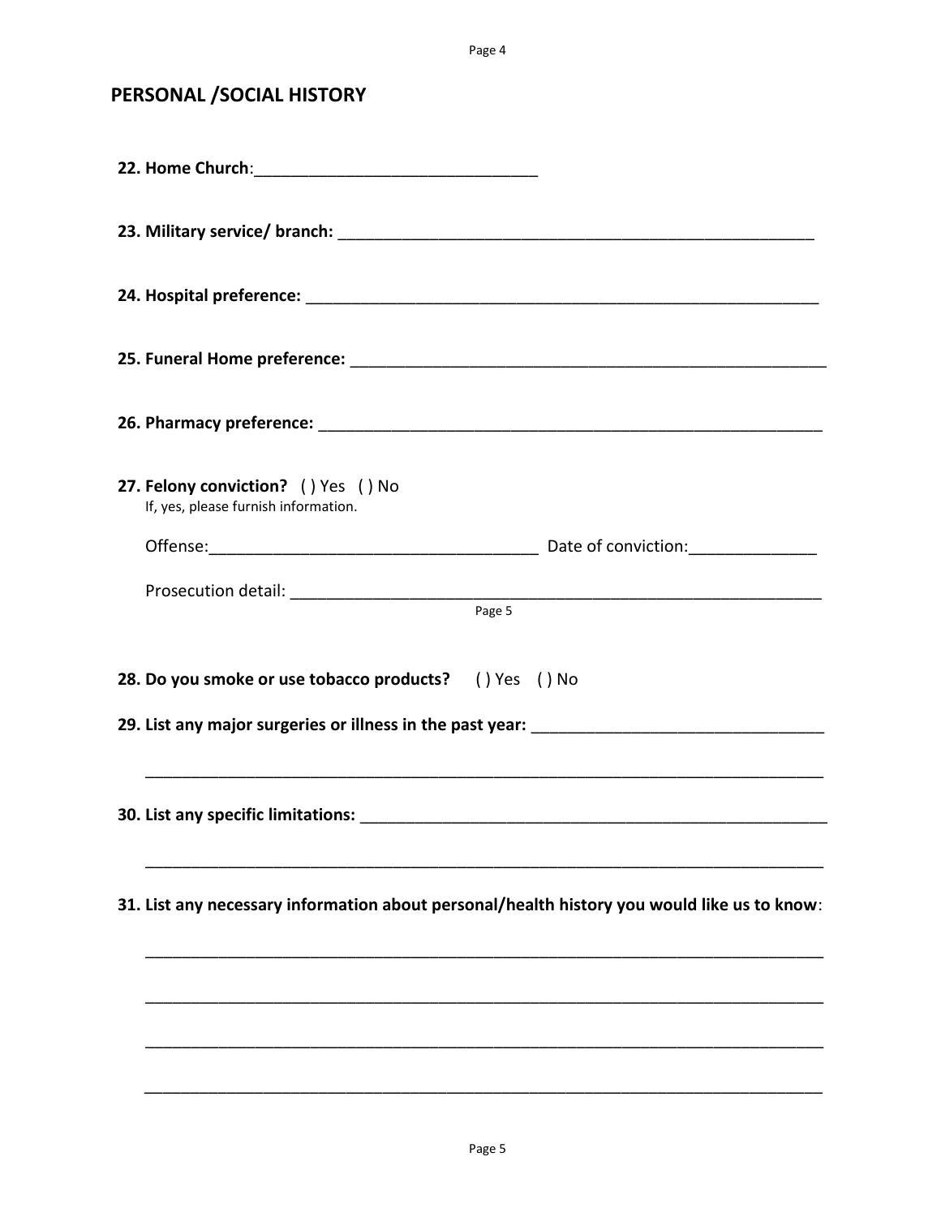## PERSONAL /SOCIAL HISTORY

**22. Home Church**:_______________________________

**23. Military service/ branch:** ____________________________________________________

**24. Hospital preference:** ________________________________________________________

**25. Funeral Home preference:** ___________________________________________________

**26. Pharmacy preference:** ______________________________________________________

**27. Felony conviction?** ( ) Yes ( ) No
If, yes, please furnish information.

Offense:___________________________________ Date of conviction:_____________

Prosecution detail: ____________________________________________________

**28. Do you smoke or use tobacco products?** ( ) Yes ( ) No

**29. List any major surgeries or illness in the past year:** ______________________________

__________________________________________________________________________

**30. List any specific limitations:** _______________________________________________

__________________________________________________________________________

**31. List any necessary information about personal/health history you would like us to know**:

__________________________________________________________________________

__________________________________________________________________________

__________________________________________________________________________

__________________________________________________________________________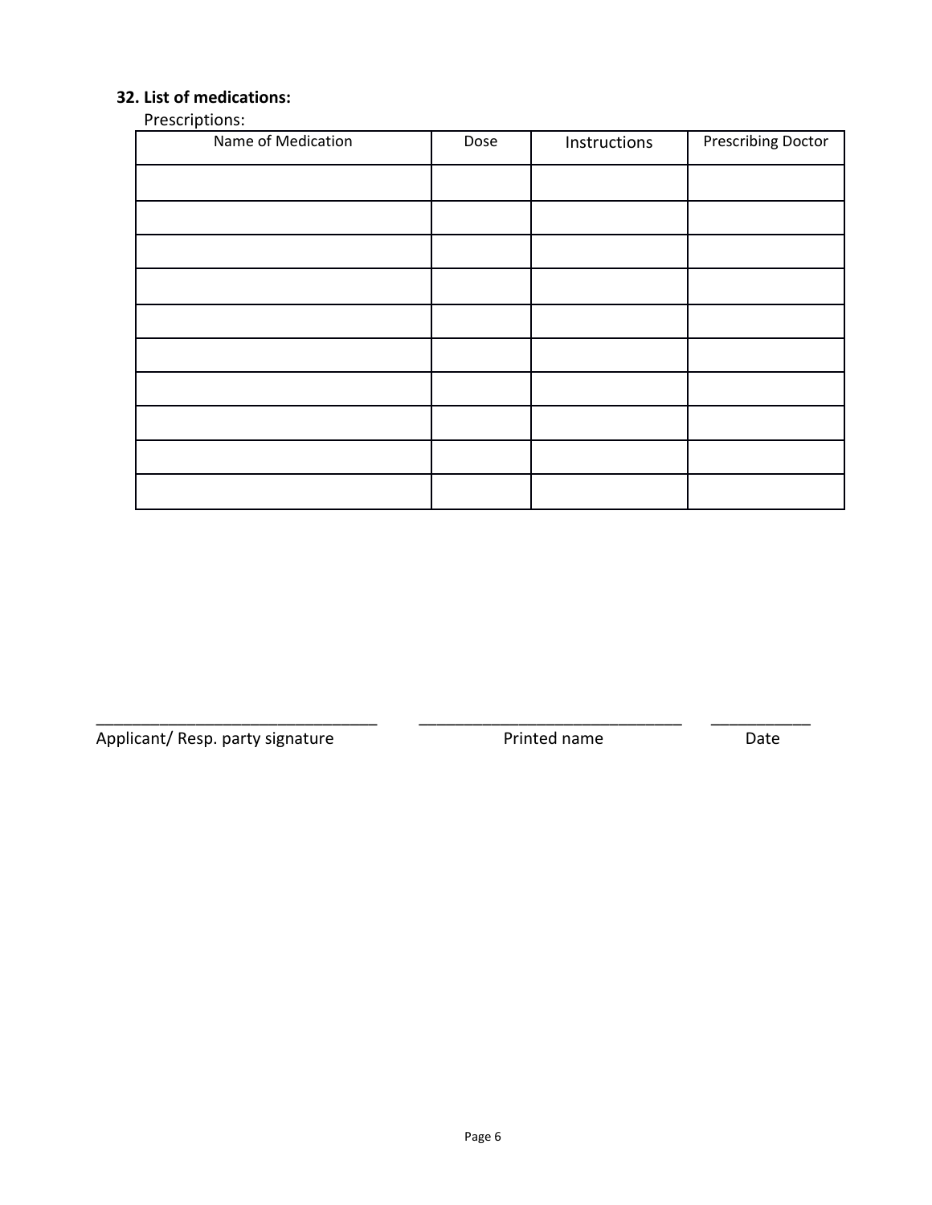**32. List of medications:**

Prescriptions:

| Name of Medication | Dose | Instructions | Prescribing Doctor |
|---|---|---|---|
| | | | |
| | | | |
| | | | |
| | | | |
| | | | |
| | | | |
| | | | |
| | | | |
| | | | |
| | | | |

_______________________________ _____________________________ ___________

Applicant/ Resp. party signature Printed name Date